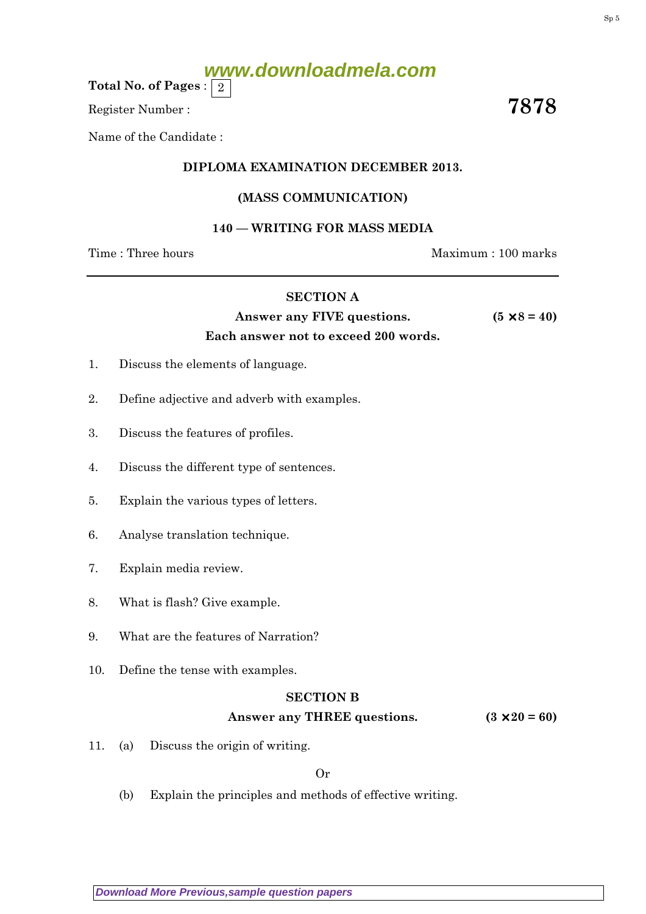Total No. of Pages : 2

Register Number :

**7878**

Name of the Candidate :

**DIPLOMA EXAMINATION DECEMBER 2013.**

**(MASS COMMUNICATION)**

**140 — WRITING FOR MASS MEDIA**

Time : Three hours

Maximum : 100 marks

## SECTION A

**Answer any FIVE questions.** **(5 × 8 = 40)**

**Each answer not to exceed 200 words.**

1. Discuss the elements of language.

2. Define adjective and adverb with examples.

3. Discuss the features of profiles.

4. Discuss the different type of sentences.

5. Explain the various types of letters.

6. Analyse translation technique.

7. Explain media review.

8. What is flash? Give example.

9. What are the features of Narration?

10. Define the tense with examples.

## SECTION B

**Answer any THREE questions.** **(3 × 20 = 60)**

11. (a) Discuss the origin of writing.

Or

(b) Explain the principles and methods of effective writing.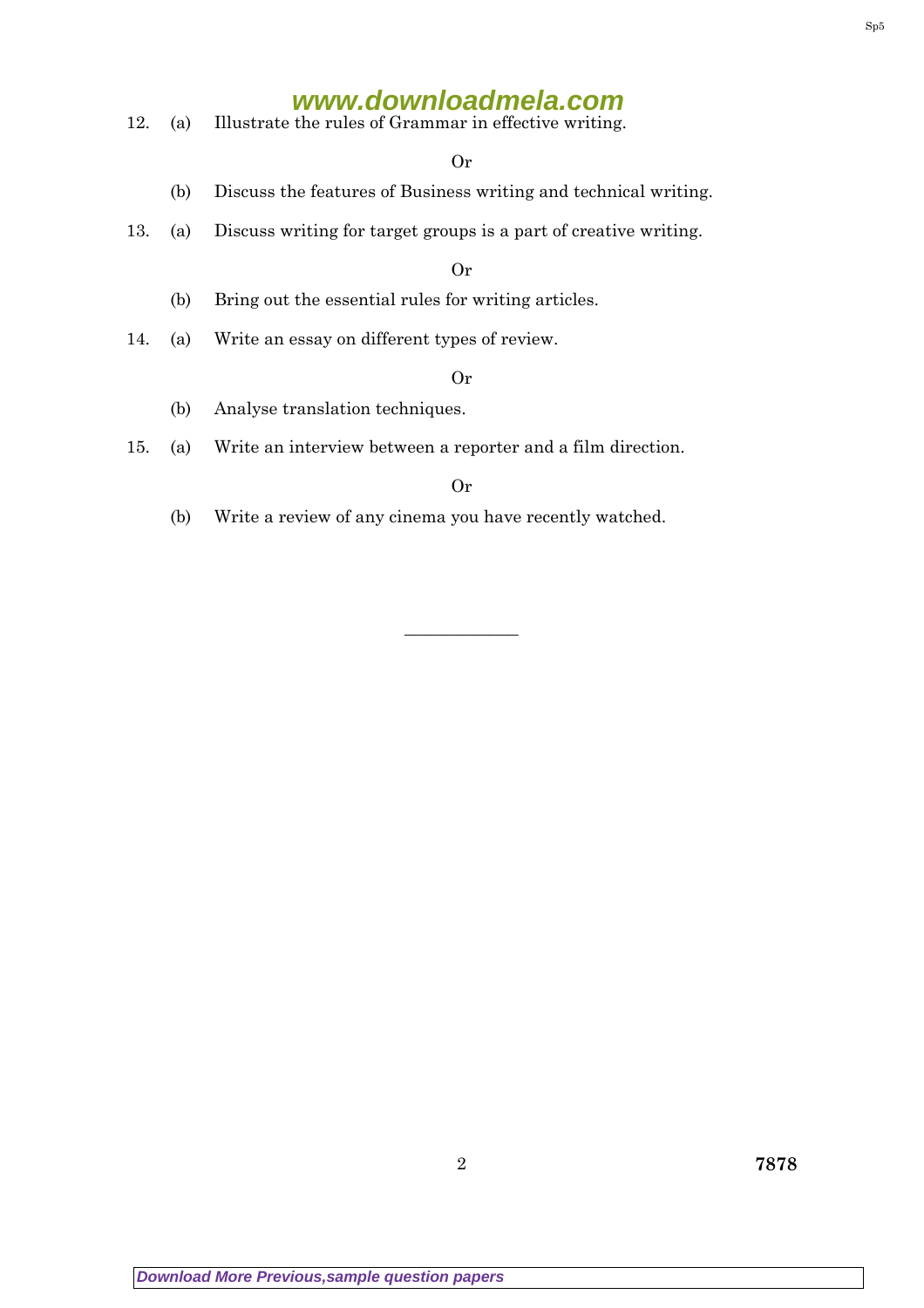12. (a) Illustrate the rules of Grammar in effective writing.

Or

(b) Discuss the features of Business writing and technical writing.

13. (a) Discuss writing for target groups is a part of creative writing.

Or

(b) Bring out the essential rules for writing articles.

14. (a) Write an essay on different types of review.

Or

(b) Analyse translation techniques.

15. (a) Write an interview between a reporter and a film direction.

Or

(b) Write a review of any cinema you have recently watched.

---

7878